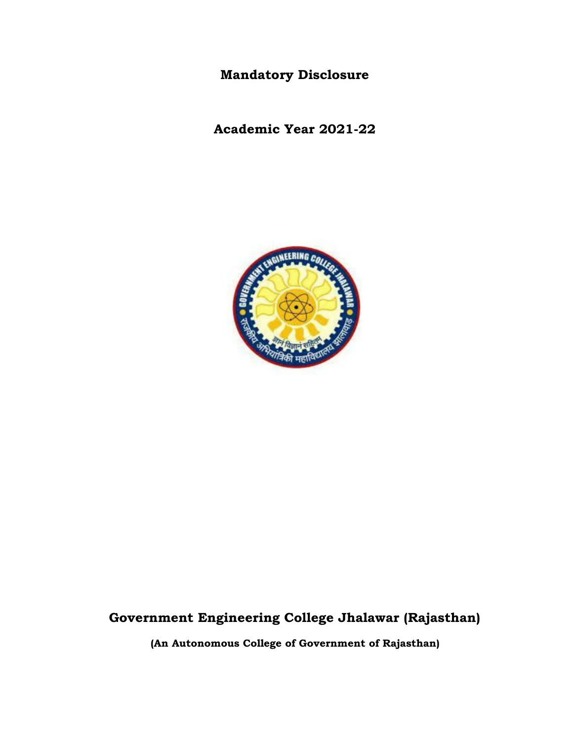# Mandatory Disclosure

## Academic Year 2021-22

# Government Engineering College Jhalawar (Rajasthan)

**(An Autonomous College of Government of Rajasthan)**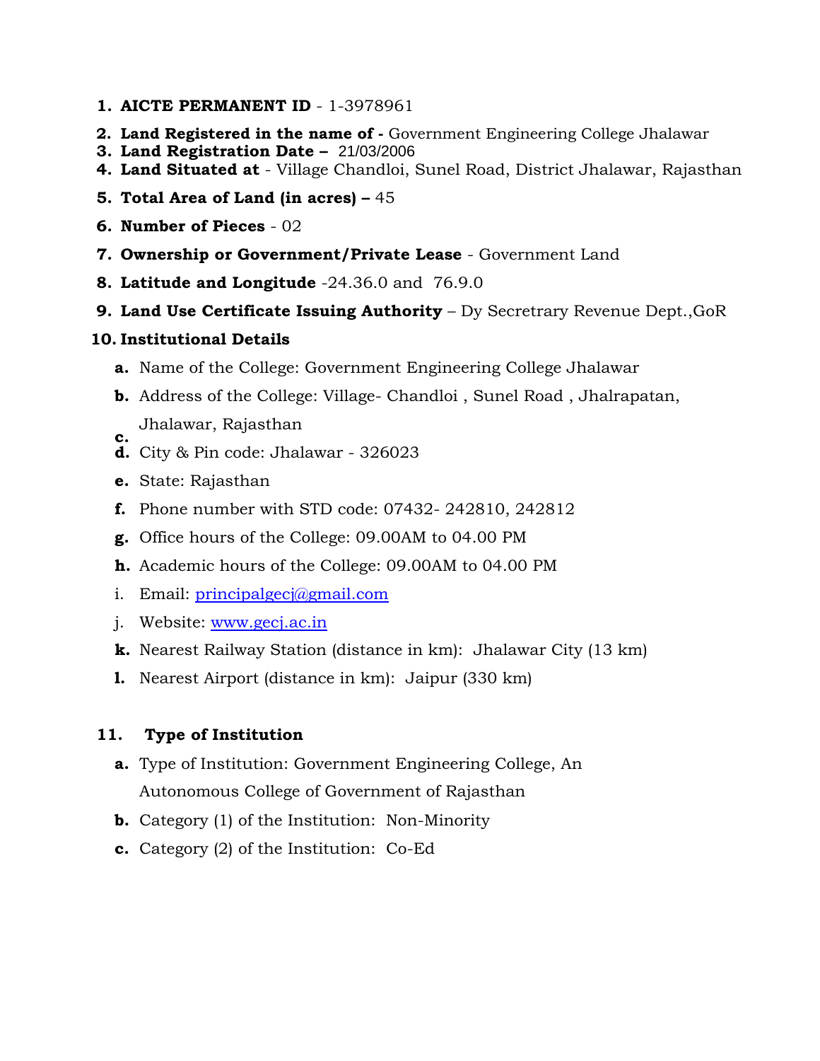1. **AICTE PERMANENT ID** - 1-3978961
2. **Land Registered in the name of -** Government Engineering College Jhalawar
3. **Land Registration Date –** 21/03/2006
4. **Land Situated at** - Village Chandloi, Sunel Road, District Jhalawar, Rajasthan
5. **Total Area of Land (in acres) –** 45
6. **Number of Pieces** - 02
7. **Ownership or Government/Private Lease** - Government Land
8. **Latitude and Longitude** -24.36.0 and 76.9.0
9. **Land Use Certificate Issuing Authority** – Dy Secretrary Revenue Dept.,GoR
10. **Institutional Details**
    - **a.** Name of the College: Government Engineering College Jhalawar
    - **b.** Address of the College: Village- Chandloi , Sunel Road , Jhalrapatan, Jhalawar, Rajasthan
    - **c.**
    - **d.** City & Pin code: Jhalawar - 326023
    - **e.** State: Rajasthan
    - **f.** Phone number with STD code: 07432- 242810, 242812
    - **g.** Office hours of the College: 09.00AM to 04.00 PM
    - **h.** Academic hours of the College: 09.00AM to 04.00 PM
    - i. Email: principalgecj@gmail.com
    - j. Website: www.gecj.ac.in
    - **k.** Nearest Railway Station (distance in km): Jhalawar City (13 km)
    - **l.** Nearest Airport (distance in km): Jaipur (330 km)

11. **Type of Institution**
    - **a.** Type of Institution: Government Engineering College, An Autonomous College of Government of Rajasthan
    - **b.** Category (1) of the Institution: Non-Minority
    - **c.** Category (2) of the Institution: Co-Ed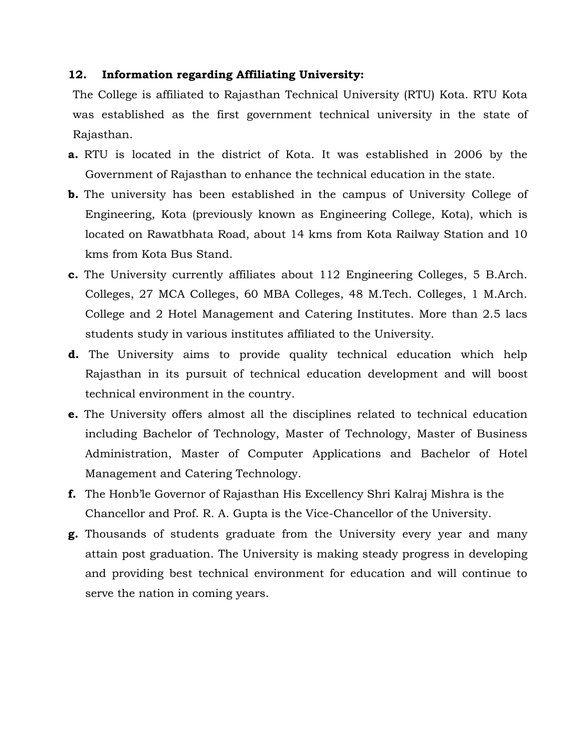## 12. Information regarding Affiliating University:

The College is affiliated to Rajasthan Technical University (RTU) Kota. RTU Kota was established as the first government technical university in the state of Rajasthan.

**a.** RTU is located in the district of Kota. It was established in 2006 by the Government of Rajasthan to enhance the technical education in the state.

**b.** The university has been established in the campus of University College of Engineering, Kota (previously known as Engineering College, Kota), which is located on Rawatbhata Road, about 14 kms from Kota Railway Station and 10 kms from Kota Bus Stand.

**c.** The University currently affiliates about 112 Engineering Colleges, 5 B.Arch. Colleges, 27 MCA Colleges, 60 MBA Colleges, 48 M.Tech. Colleges, 1 M.Arch. College and 2 Hotel Management and Catering Institutes. More than 2.5 lacs students study in various institutes affiliated to the University.

**d.** The University aims to provide quality technical education which help Rajasthan in its pursuit of technical education development and will boost technical environment in the country.

**e.** The University offers almost all the disciplines related to technical education including Bachelor of Technology, Master of Technology, Master of Business Administration, Master of Computer Applications and Bachelor of Hotel Management and Catering Technology.

**f.** The Honb'le Governor of Rajasthan His Excellency Shri Kalraj Mishra is the Chancellor and Prof. R. A. Gupta is the Vice-Chancellor of the University.

**g.** Thousands of students graduate from the University every year and many attain post graduation. The University is making steady progress in developing and providing best technical environment for education and will continue to serve the nation in coming years.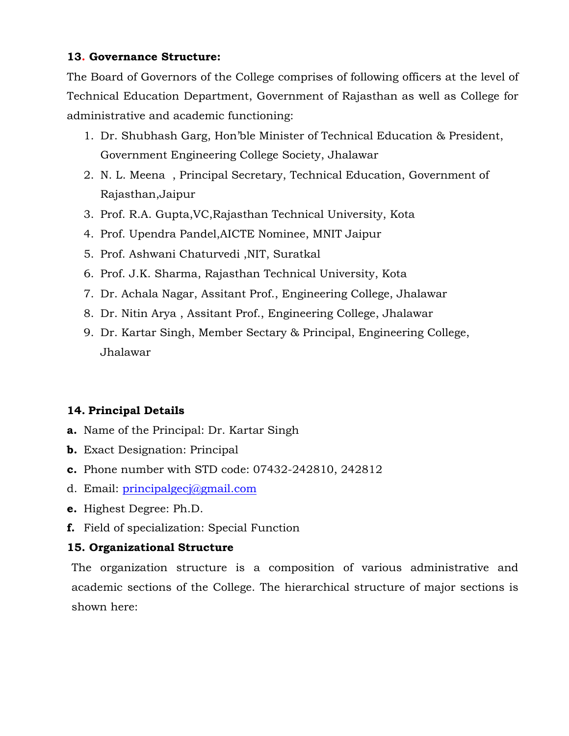**13. Governance Structure:**

The Board of Governors of the College comprises of following officers at the level of Technical Education Department, Government of Rajasthan as well as College for administrative and academic functioning:

1. Dr. Shubhash Garg, Hon'ble Minister of Technical Education & President, Government Engineering College Society, Jhalawar
2. N. L. Meena , Principal Secretary, Technical Education, Government of Rajasthan,Jaipur
3. Prof. R.A. Gupta,VC,Rajasthan Technical University, Kota
4. Prof. Upendra Pandel,AICTE Nominee, MNIT Jaipur
5. Prof. Ashwani Chaturvedi ,NIT, Suratkal
6. Prof. J.K. Sharma, Rajasthan Technical University, Kota
7. Dr. Achala Nagar, Assitant Prof., Engineering College, Jhalawar
8. Dr. Nitin Arya , Assitant Prof., Engineering College, Jhalawar
9. Dr. Kartar Singh, Member Sectary & Principal, Engineering College, Jhalawar

**14. Principal Details**

**a.** Name of the Principal: Dr. Kartar Singh

**b.** Exact Designation: Principal

**c.** Phone number with STD code: 07432-242810, 242812

d. Email: principalgecj@gmail.com

**e.** Highest Degree: Ph.D.

**f.** Field of specialization: Special Function

**15. Organizational Structure**

The organization structure is a composition of various administrative and academic sections of the College. The hierarchical structure of major sections is shown here: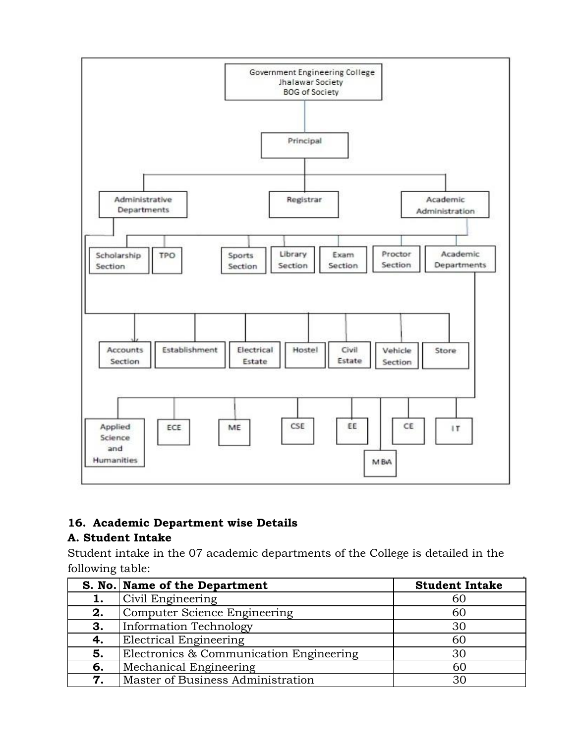- Government Engineering College Jhalawar Society BOG of Society
  - Principal
    - Administrative Departments
      - Accounts Section
      - Establishment
      - Electrical Estate
      - Hostel
      - Civil Estate
      - Vehicle Section
      - Store
    - Registrar
    - Academic Administration
      - Scholarship Section
      - TPO
      - Sports Section
      - Library Section
      - Exam Section
      - Proctor Section
      - Academic Departments
        - Applied Science and Humanities
        - ECE
        - ME
        - CSE
        - EE
        - CE
        - IT
        - MBA

## 16. Academic Department wise Details

### A. Student Intake

Student intake in the 07 academic departments of the College is detailed in the following table:

| S. No. | Name of the Department | Student Intake |
|---|---|---|
| 1. | Civil Engineering | 60 |
| 2. | Computer Science Engineering | 60 |
| 3. | Information Technology | 30 |
| 4. | Electrical Engineering | 60 |
| 5. | Electronics & Communication Engineering | 30 |
| 6. | Mechanical Engineering | 60 |
| 7. | Master of Business Administration | 30 |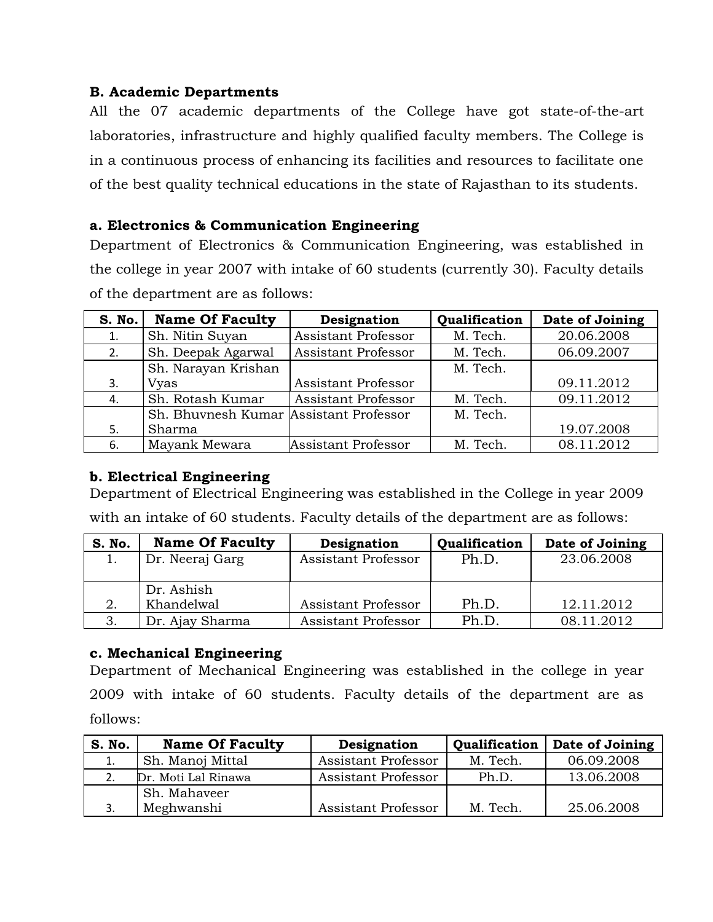### B. Academic Departments

All the 07 academic departments of the College have got state-of-the-art laboratories, infrastructure and highly qualified faculty members. The College is in a continuous process of enhancing its facilities and resources to facilitate one of the best quality technical educations in the state of Rajasthan to its students.

#### a. Electronics & Communication Engineering

Department of Electronics & Communication Engineering, was established in the college in year 2007 with intake of 60 students (currently 30). Faculty details of the department are as follows:

| S. No. | Name Of Faculty | Designation | Qualification | Date of Joining |
|---|---|---|---|---|
| 1. | Sh. Nitin Suyan | Assistant Professor | M. Tech. | 20.06.2008 |
| 2. | Sh. Deepak Agarwal | Assistant Professor | M. Tech. | 06.09.2007 |
| 3. | Sh. Narayan Krishan Vyas | Assistant Professor | M. Tech. | 09.11.2012 |
| 4. | Sh. Rotash Kumar | Assistant Professor | M. Tech. | 09.11.2012 |
| 5. | Sh. Bhuvnesh Kumar Sharma | Assistant Professor | M. Tech. | 19.07.2008 |
| 6. | Mayank Mewara | Assistant Professor | M. Tech. | 08.11.2012 |

#### b. Electrical Engineering

Department of Electrical Engineering was established in the College in year 2009 with an intake of 60 students. Faculty details of the department are as follows:

| S. No. | Name Of Faculty | Designation | Qualification | Date of Joining |
|---|---|---|---|---|
| 1. | Dr. Neeraj Garg | Assistant Professor | Ph.D. | 23.06.2008 |
| 2. | Dr. Ashish Khandelwal | Assistant Professor | Ph.D. | 12.11.2012 |
| 3. | Dr. Ajay Sharma | Assistant Professor | Ph.D. | 08.11.2012 |

#### c. Mechanical Engineering

Department of Mechanical Engineering was established in the college in year 2009 with intake of 60 students. Faculty details of the department are as follows:

| S. No. | Name Of Faculty | Designation | Qualification | Date of Joining |
|---|---|---|---|---|
| 1. | Sh. Manoj Mittal | Assistant Professor | M. Tech. | 06.09.2008 |
| 2. | Dr. Moti Lal Rinawa | Assistant Professor | Ph.D. | 13.06.2008 |
| 3. | Sh. Mahaveer Meghwanshi | Assistant Professor | M. Tech. | 25.06.2008 |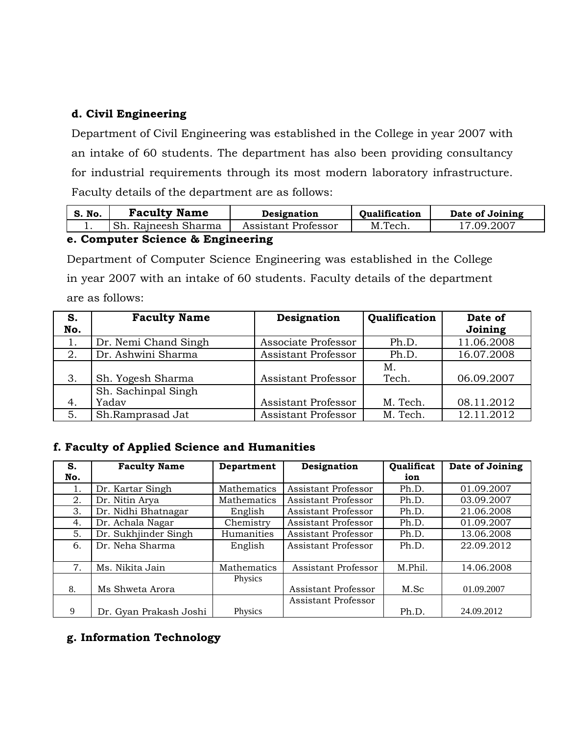**d. Civil Engineering**

Department of Civil Engineering was established in the College in year 2007 with an intake of 60 students. The department has also been providing consultancy for industrial requirements through its most modern laboratory infrastructure. Faculty details of the department are as follows:

| S. No. | Faculty Name | Designation | Qualification | Date of Joining |
|---|---|---|---|---|
| 1. | Sh. Rajneesh Sharma | Assistant Professor | M.Tech. | 17.09.2007 |

**e. Computer Science & Engineering**

Department of Computer Science Engineering was established in the College in year 2007 with an intake of 60 students. Faculty details of the department are as follows:

| S. No. | Faculty Name | Designation | Qualification | Date of Joining |
|---|---|---|---|---|
| 1. | Dr. Nemi Chand Singh | Associate Professor | Ph.D. | 11.06.2008 |
| 2. | Dr. Ashwini Sharma | Assistant Professor | Ph.D. | 16.07.2008 |
| 3. | Sh. Yogesh Sharma | Assistant Professor | M. Tech. | 06.09.2007 |
| 4. | Sh. Sachinpal Singh Yadav | Assistant Professor | M. Tech. | 08.11.2012 |
| 5. | Sh.Ramprasad Jat | Assistant Professor | M. Tech. | 12.11.2012 |

**f. Faculty of Applied Science and Humanities**

| S. No. | Faculty Name | Department | Designation | Qualification | Date of Joining |
|---|---|---|---|---|---|
| 1. | Dr. Kartar Singh | Mathematics | Assistant Professor | Ph.D. | 01.09.2007 |
| 2. | Dr. Nitin Arya | Mathematics | Assistant Professor | Ph.D. | 03.09.2007 |
| 3. | Dr. Nidhi Bhatnagar | English | Assistant Professor | Ph.D. | 21.06.2008 |
| 4. | Dr. Achala Nagar | Chemistry | Assistant Professor | Ph.D. | 01.09.2007 |
| 5. | Dr. Sukhjinder Singh | Humanities | Assistant Professor | Ph.D. | 13.06.2008 |
| 6. | Dr. Neha Sharma | English | Assistant Professor | Ph.D. | 22.09.2012 |
| 7. | Ms. Nikita Jain | Mathematics | Assistant Professor | M.Phil. | 14.06.2008 |
| 8. | Ms Shweta Arora | Physics | Assistant Professor | M.Sc | 01.09.2007 |
| 9 | Dr. Gyan Prakash Joshi | Physics | Assistant Professor | Ph.D. | 24.09.2012 |

**g. Information Technology**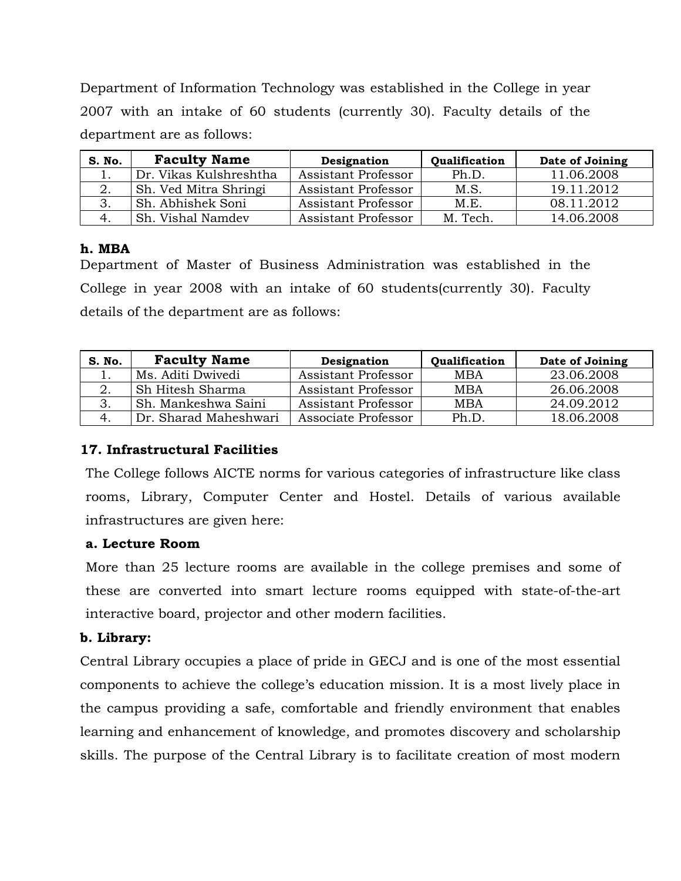Department of Information Technology was established in the College in year 2007 with an intake of 60 students (currently 30). Faculty details of the department are as follows:

| S. No. | Faculty Name | Designation | Qualification | Date of Joining |
|---|---|---|---|---|
| 1. | Dr. Vikas Kulshreshtha | Assistant Professor | Ph.D. | 11.06.2008 |
| 2. | Sh. Ved Mitra Shringi | Assistant Professor | M.S. | 19.11.2012 |
| 3. | Sh. Abhishek Soni | Assistant Professor | M.E. | 08.11.2012 |
| 4. | Sh. Vishal Namdev | Assistant Professor | M. Tech. | 14.06.2008 |

**h. MBA**

Department of Master of Business Administration was established in the College in year 2008 with an intake of 60 students(currently 30). Faculty details of the department are as follows:

| S. No. | Faculty Name | Designation | Qualification | Date of Joining |
|---|---|---|---|---|
| 1. | Ms. Aditi Dwivedi | Assistant Professor | MBA | 23.06.2008 |
| 2. | Sh Hitesh Sharma | Assistant Professor | MBA | 26.06.2008 |
| 3. | Sh. Mankeshwa Saini | Assistant Professor | MBA | 24.09.2012 |
| 4. | Dr. Sharad Maheshwari | Associate Professor | Ph.D. | 18.06.2008 |

## 17. Infrastructural Facilities

The College follows AICTE norms for various categories of infrastructure like class rooms, Library, Computer Center and Hostel. Details of various available infrastructures are given here:

**a. Lecture Room**

More than 25 lecture rooms are available in the college premises and some of these are converted into smart lecture rooms equipped with state-of-the-art interactive board, projector and other modern facilities.

**b. Library:**

Central Library occupies a place of pride in GECJ and is one of the most essential components to achieve the college's education mission. It is a most lively place in the campus providing a safe, comfortable and friendly environment that enables learning and enhancement of knowledge, and promotes discovery and scholarship skills. The purpose of the Central Library is to facilitate creation of most modern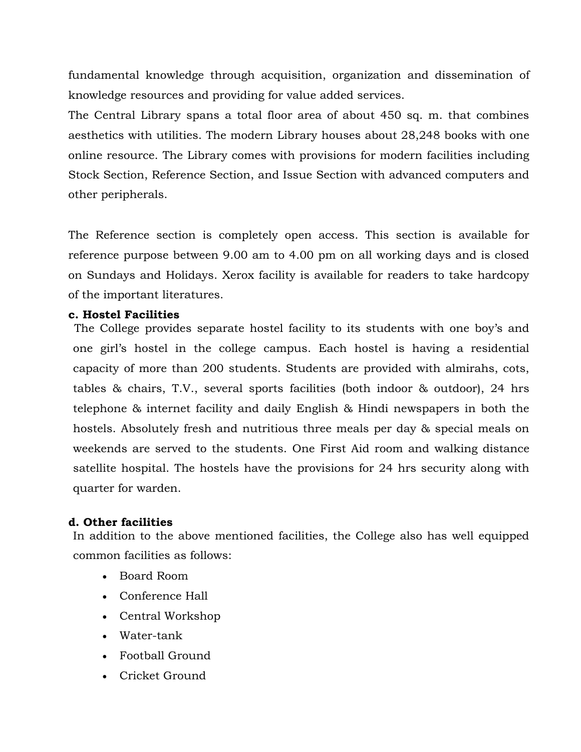fundamental knowledge through acquisition, organization and dissemination of knowledge resources and providing for value added services.

The Central Library spans a total floor area of about 450 sq. m. that combines aesthetics with utilities. The modern Library houses about 28,248 books with one online resource. The Library comes with provisions for modern facilities including Stock Section, Reference Section, and Issue Section with advanced computers and other peripherals.

The Reference section is completely open access. This section is available for reference purpose between 9.00 am to 4.00 pm on all working days and is closed on Sundays and Holidays. Xerox facility is available for readers to take hardcopy of the important literatures.

**c. Hostel Facilities**

The College provides separate hostel facility to its students with one boy's and one girl's hostel in the college campus. Each hostel is having a residential capacity of more than 200 students. Students are provided with almirahs, cots, tables & chairs, T.V., several sports facilities (both indoor & outdoor), 24 hrs telephone & internet facility and daily English & Hindi newspapers in both the hostels. Absolutely fresh and nutritious three meals per day & special meals on weekends are served to the students. One First Aid room and walking distance satellite hospital. The hostels have the provisions for 24 hrs security along with quarter for warden.

**d. Other facilities**

In addition to the above mentioned facilities, the College also has well equipped common facilities as follows:

- Board Room
- Conference Hall
- Central Workshop
- Water-tank
- Football Ground
- Cricket Ground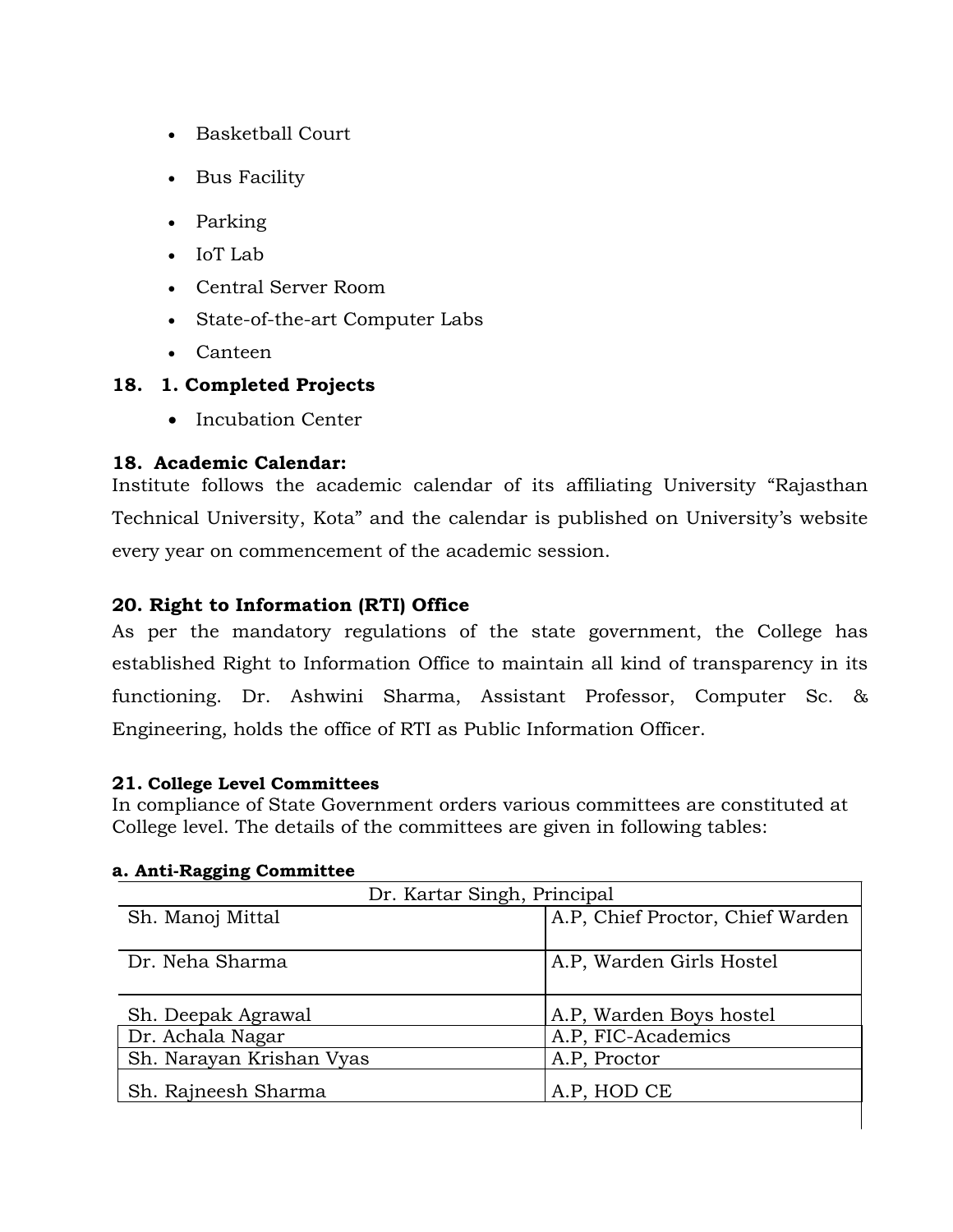- Basketball Court
- Bus Facility
- Parking
- IoT Lab
- Central Server Room
- State-of-the-art Computer Labs
- Canteen

**18. 1. Completed Projects**

- Incubation Center

**18. Academic Calendar:**

Institute follows the academic calendar of its affiliating University "Rajasthan Technical University, Kota" and the calendar is published on University's website every year on commencement of the academic session.

**20. Right to Information (RTI) Office**

As per the mandatory regulations of the state government, the College has established Right to Information Office to maintain all kind of transparency in its functioning. Dr. Ashwini Sharma, Assistant Professor, Computer Sc. & Engineering, holds the office of RTI as Public Information Officer.

**21. College Level Committees**

In compliance of State Government orders various committees are constituted at College level. The details of the committees are given in following tables:

**a. Anti-Ragging Committee**

| Dr. Kartar Singh, Principal | |
|---|---|
| Sh. Manoj Mittal | A.P, Chief Proctor, Chief Warden |
| Dr. Neha Sharma | A.P, Warden Girls Hostel |
| Sh. Deepak Agrawal | A.P, Warden Boys hostel |
| Dr. Achala Nagar | A.P, FIC-Academics |
| Sh. Narayan Krishan Vyas | A.P, Proctor |
| Sh. Rajneesh Sharma | A.P, HOD CE |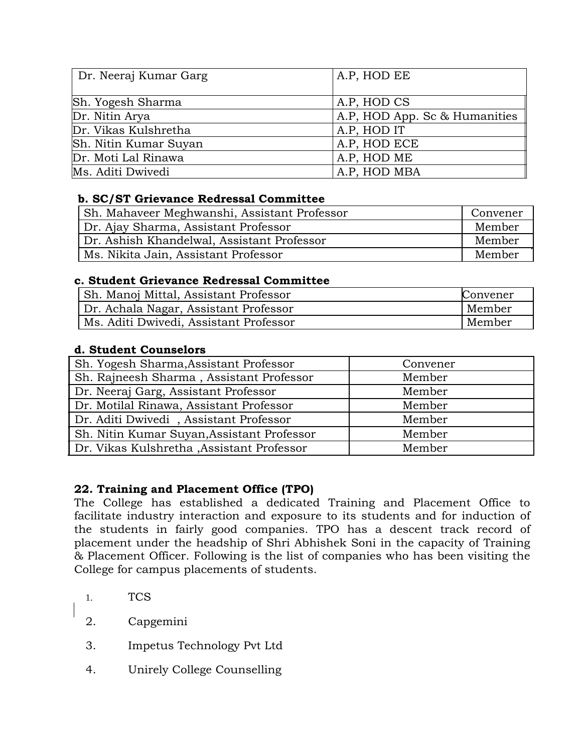| Dr. Neeraj Kumar Garg | A.P, HOD EE |
|---|---|
| Sh. Yogesh Sharma | A.P, HOD CS |
| Dr. Nitin Arya | A.P, HOD App. Sc & Humanities |
| Dr. Vikas Kulshretha | A.P, HOD IT |
| Sh. Nitin Kumar Suyan | A.P, HOD ECE |
| Dr. Moti Lal Rinawa | A.P, HOD ME |
| Ms. Aditi Dwivedi | A.P, HOD MBA |

**b. SC/ST Grievance Redressal Committee**

| Sh. Mahaveer Meghwanshi, Assistant Professor | Convener |
|---|---|
| Dr. Ajay Sharma, Assistant Professor | Member |
| Dr. Ashish Khandelwal, Assistant Professor | Member |
| Ms. Nikita Jain, Assistant Professor | Member |

**c. Student Grievance Redressal Committee**

| Sh. Manoj Mittal, Assistant Professor | Convener |
|---|---|
| Dr. Achala Nagar, Assistant Professor | Member |
| Ms. Aditi Dwivedi, Assistant Professor | Member |

**d. Student Counselors**

| Sh. Yogesh Sharma,Assistant Professor | Convener |
|---|---|
| Sh. Rajneesh Sharma , Assistant Professor | Member |
| Dr. Neeraj Garg, Assistant Professor | Member |
| Dr. Motilal Rinawa, Assistant Professor | Member |
| Dr. Aditi Dwivedi , Assistant Professor | Member |
| Sh. Nitin Kumar Suyan,Assistant Professor | Member |
| Dr. Vikas Kulshretha ,Assistant Professor | Member |

**22. Training and Placement Office (TPO)**

The College has established a dedicated Training and Placement Office to facilitate industry interaction and exposure to its students and for induction of the students in fairly good companies. TPO has a descent track record of placement under the headship of Shri Abhishek Soni in the capacity of Training & Placement Officer. Following is the list of companies who has been visiting the College for campus placements of students.

1. TCS
2. Capgemini
3. Impetus Technology Pvt Ltd
4. Unirely College Counselling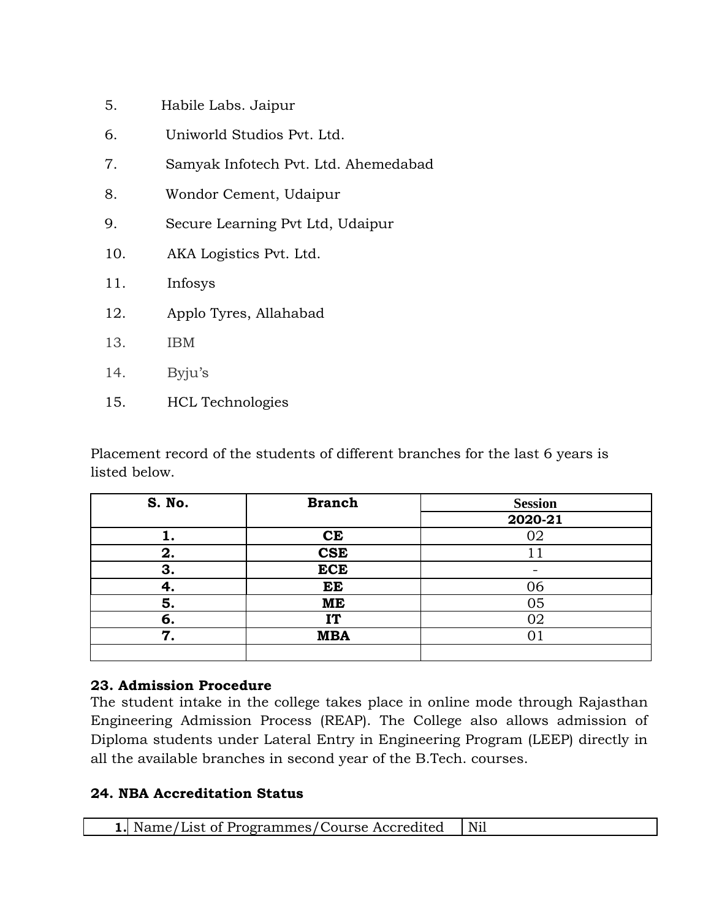5. Habile Labs. Jaipur
6. Uniworld Studios Pvt. Ltd.
7. Samyak Infotech Pvt. Ltd. Ahemedabad
8. Wondor Cement, Udaipur
9. Secure Learning Pvt Ltd, Udaipur
10. AKA Logistics Pvt. Ltd.
11. Infosys
12. Applo Tyres, Allahabad
13. IBM
14. Byju's
15. HCL Technologies

Placement record of the students of different branches for the last 6 years is listed below.

| S. No. | Branch | Session |
|---|---|---|
| | | 2020-21 |
| 1. | CE | 02 |
| 2. | CSE | 11 |
| 3. | ECE | - |
| 4. | EE | 06 |
| 5. | ME | 05 |
| 6. | IT | 02 |
| 7. | MBA | 01 |
| | | |

## 23. Admission Procedure

The student intake in the college takes place in online mode through Rajasthan Engineering Admission Process (REAP). The College also allows admission of Diploma students under Lateral Entry in Engineering Program (LEEP) directly in all the available branches in second year of the B.Tech. courses.

## 24. NBA Accreditation Status

| 1. | Name/List of Programmes/Course Accredited | Nil |
|---|---|---|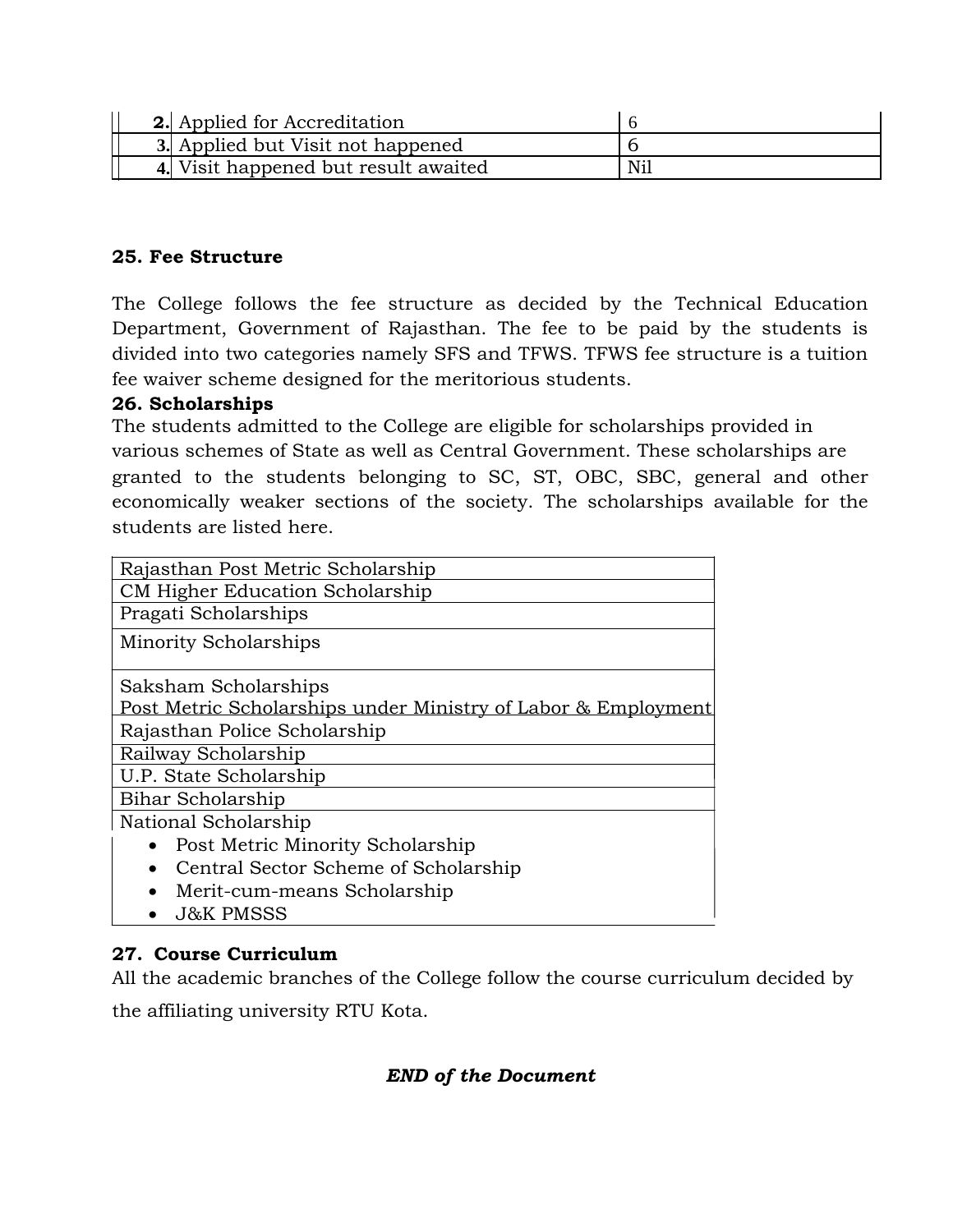| | | |
|---|---|---|
| **2.** | Applied for Accreditation | 6 |
| **3.** | Applied but Visit not happened | 6 |
| **4.** | Visit happened but result awaited | Nil |

**25. Fee Structure**

The College follows the fee structure as decided by the Technical Education Department, Government of Rajasthan. The fee to be paid by the students is divided into two categories namely SFS and TFWS. TFWS fee structure is a tuition fee waiver scheme designed for the meritorious students.

**26. Scholarships**

The students admitted to the College are eligible for scholarships provided in various schemes of State as well as Central Government. These scholarships are granted to the students belonging to SC, ST, OBC, SBC, general and other economically weaker sections of the society. The scholarships available for the students are listed here.

| |
|---|
| Rajasthan Post Metric Scholarship |
| CM Higher Education Scholarship |
| Pragati Scholarships |
| Minority Scholarships |
| Saksham Scholarships<br>Post Metric Scholarships under Ministry of Labor & Employment |
| Rajasthan Police Scholarship |
| Railway Scholarship |
| U.P. State Scholarship |
| Bihar Scholarship |
| National Scholarship<br>• Post Metric Minority Scholarship<br>• Central Sector Scheme of Scholarship<br>• Merit-cum-means Scholarship<br>• J&K PMSSS |

**27. Course Curriculum**

All the academic branches of the College follow the course curriculum decided by the affiliating university RTU Kota.

***END of the Document***